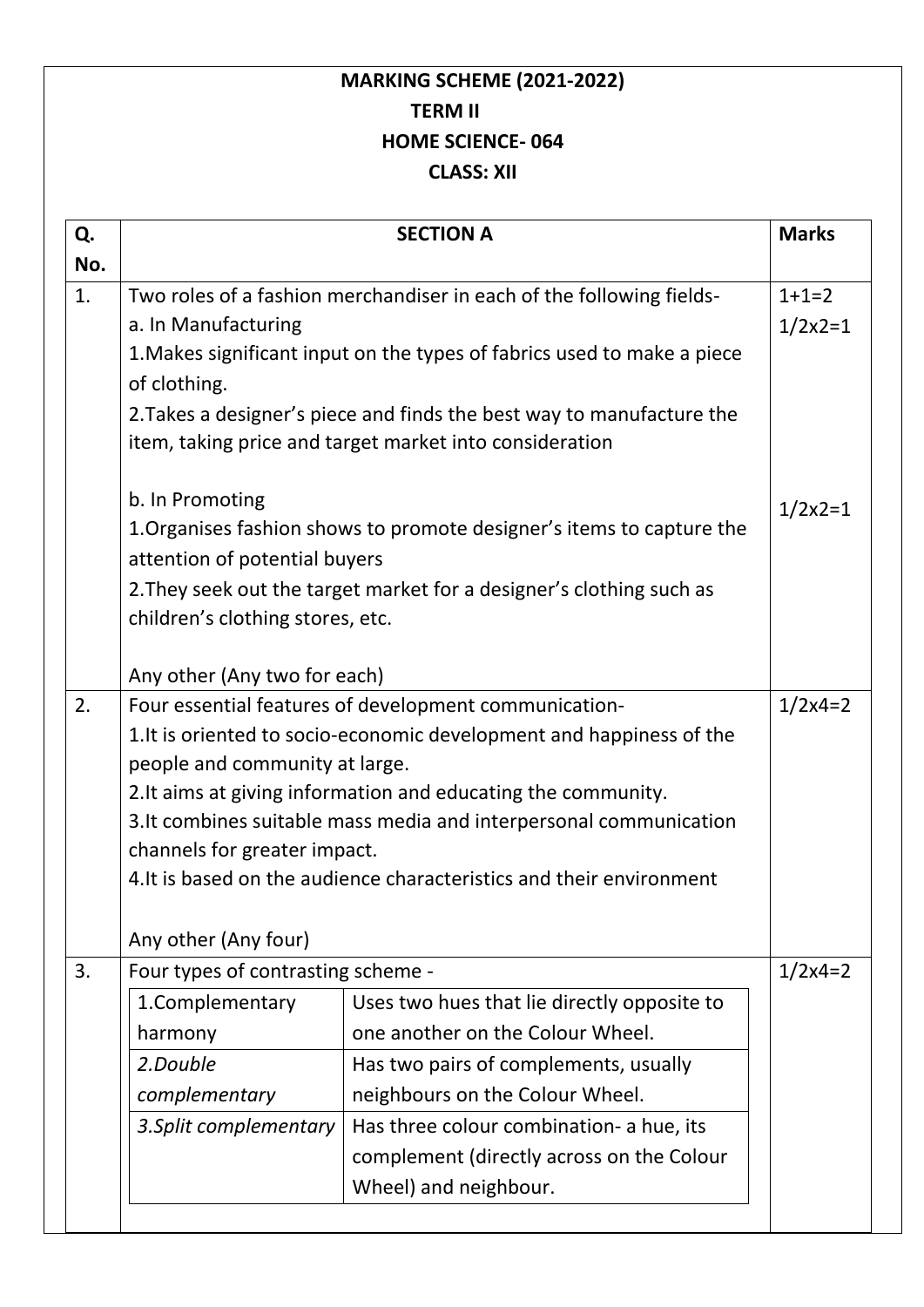# MARKING SCHEME (2021-2022)
## TERM II
## HOME SCIENCE- 064
## CLASS: XII

| Q. No. | SECTION A | Marks |
|---|---|---|
| 1. | Two roles of a fashion merchandiser in each of the following fields-<br>a. In Manufacturing<br>1.Makes significant input on the types of fabrics used to make a piece of clothing.<br>2.Takes a designer's piece and finds the best way to manufacture the item, taking price and target market into consideration<br><br>b. In Promoting<br>1.Organises fashion shows to promote designer's items to capture the attention of potential buyers<br>2.They seek out the target market for a designer's clothing such as children's clothing stores, etc.<br><br>Any other (Any two for each) | 1+1=2<br>1/2x2=1<br><br><br><br><br>1/2x2=1 |
| 2. | Four essential features of development communication-<br>1.It is oriented to socio-economic development and happiness of the people and community at large.<br>2.It aims at giving information and educating the community.<br>3.It combines suitable mass media and interpersonal communication channels for greater impact.<br>4.It is based on the audience characteristics and their environment<br><br>Any other (Any four) | 1/2x4=2 |
| 3. | Four types of contrasting scheme -<br>1.Complementary harmony: Uses two hues that lie directly opposite to one another on the Colour Wheel.<br>*2.Double complementary*: Has two pairs of complements, usually neighbours on the Colour Wheel.<br>*3.Split complementary*: Has three colour combination- a hue, its complement (directly across on the Colour Wheel) and neighbour. | 1/2x4=2 |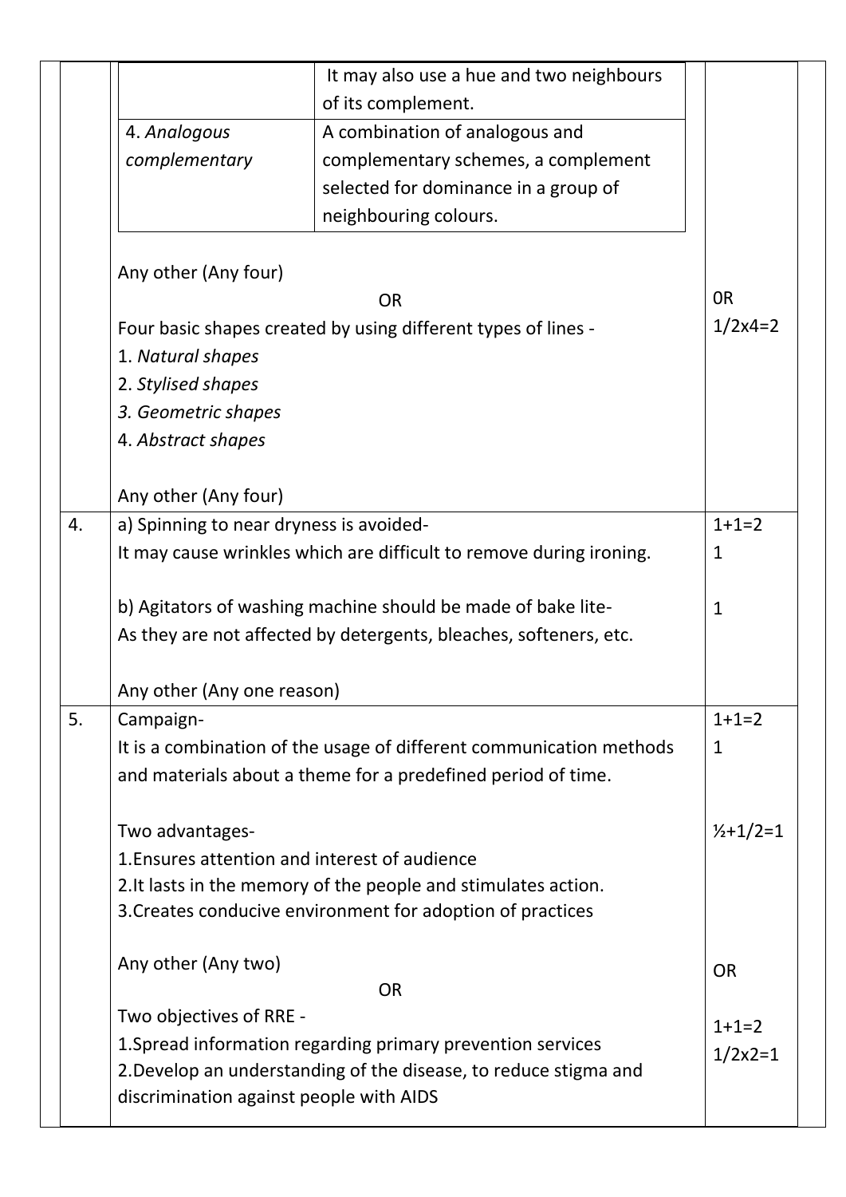| | | |
|---|---|---|
| | | It may also use a hue and two neighbours of its complement. |
| | *4. Analogous complementary* | A combination of analogous and complementary schemes, a complement selected for dominance in a group of neighbouring colours. |

| Q. No. | Answer | Marks |
|---|---|---|
| | Any other (Any four)<br>OR<br>Four basic shapes created by using different types of lines -<br>1. *Natural shapes*<br>2. *Stylised shapes*<br>*3. Geometric shapes*<br>4. *Abstract shapes*<br><br>Any other (Any four) | 0R<br>1/2x4=2 |
| 4. | a) Spinning to near dryness is avoided-<br>It may cause wrinkles which are difficult to remove during ironing.<br><br>b) Agitators of washing machine should be made of bake lite-<br>As they are not affected by detergents, bleaches, softeners, etc.<br><br>Any other (Any one reason) | 1+1=2<br>1<br><br>1 |
| 5. | Campaign-<br>It is a combination of the usage of different communication methods and materials about a theme for a predefined period of time.<br><br>Two advantages-<br>1.Ensures attention and interest of audience<br>2.It lasts in the memory of the people and stimulates action.<br>3.Creates conducive environment for adoption of practices<br><br>Any other (Any two)<br>OR<br>Two objectives of RRE -<br>1.Spread information regarding primary prevention services<br>2.Develop an understanding of the disease, to reduce stigma and discrimination against people with AIDS | 1+1=2<br>1<br><br>½+1/2=1<br><br>OR<br><br>1+1=2<br>1/2x2=1 |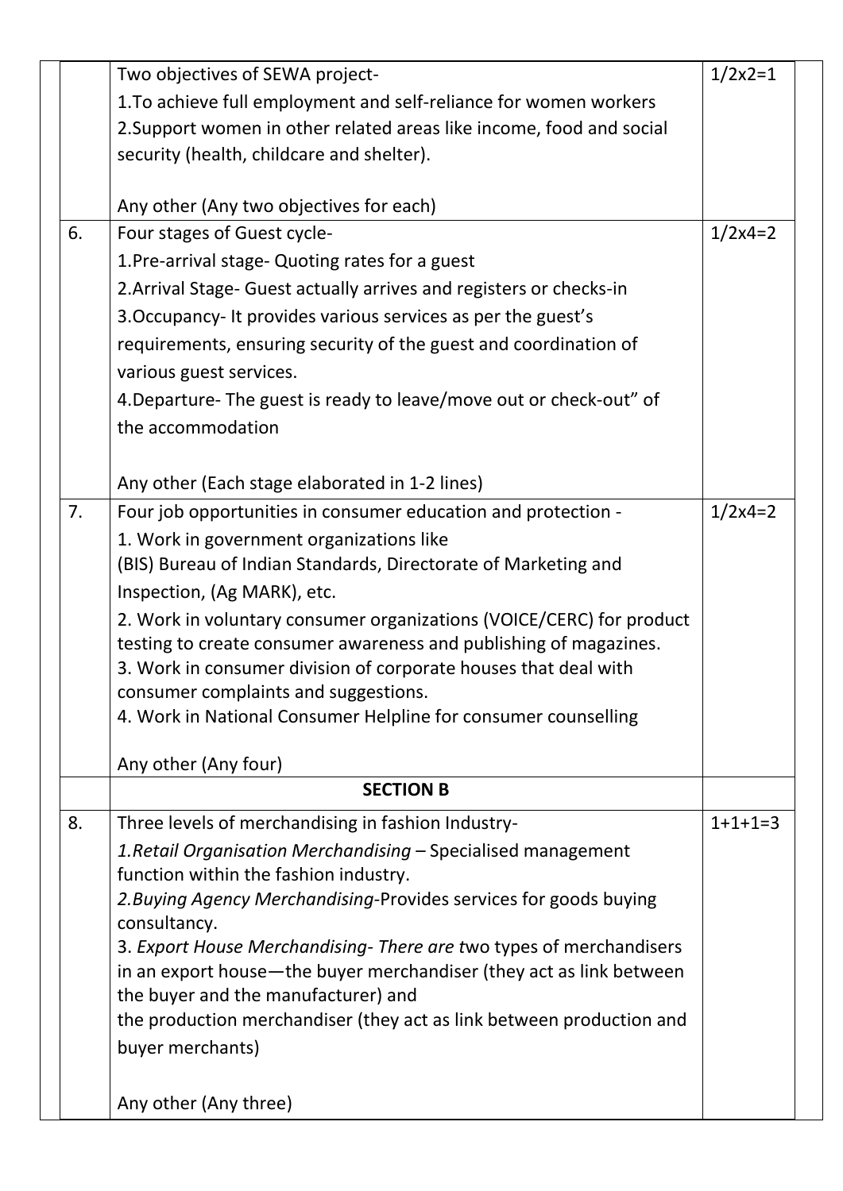| | | |
|---|---|---|
| | Two objectives of SEWA project-<br>1.To achieve full employment and self-reliance for women workers<br>2.Support women in other related areas like income, food and social security (health, childcare and shelter).<br><br>Any other (Any two objectives for each) | 1/2x2=1 |
| 6. | Four stages of Guest cycle-<br>1.Pre-arrival stage- Quoting rates for a guest<br>2.Arrival Stage- Guest actually arrives and registers or checks-in<br>3.Occupancy- It provides various services as per the guest's requirements, ensuring security of the guest and coordination of various guest services.<br>4.Departure- The guest is ready to leave/move out or check-out" of the accommodation<br><br>Any other (Each stage elaborated in 1-2 lines) | 1/2x4=2 |
| 7. | Four job opportunities in consumer education and protection -<br>1. Work in government organizations like<br>(BIS) Bureau of Indian Standards, Directorate of Marketing and Inspection, (Ag MARK), etc.<br>2. Work in voluntary consumer organizations (VOICE/CERC) for product testing to create consumer awareness and publishing of magazines.<br>3. Work in consumer division of corporate houses that deal with consumer complaints and suggestions.<br>4. Work in National Consumer Helpline for consumer counselling<br><br>Any other (Any four) | 1/2x4=2 |
| | **SECTION B** | |
| 8. | Three levels of merchandising in fashion Industry-<br>*1.Retail Organisation Merchandising* – Specialised management function within the fashion industry.<br>*2.Buying Agency Merchandising*-Provides services for goods buying consultancy.<br>3. *Export House Merchandising- There are t*wo types of merchandisers in an export house—the buyer merchandiser (they act as link between the buyer and the manufacturer) and<br>the production merchandiser (they act as link between production and buyer merchants)<br><br>Any other (Any three) | 1+1+1=3 |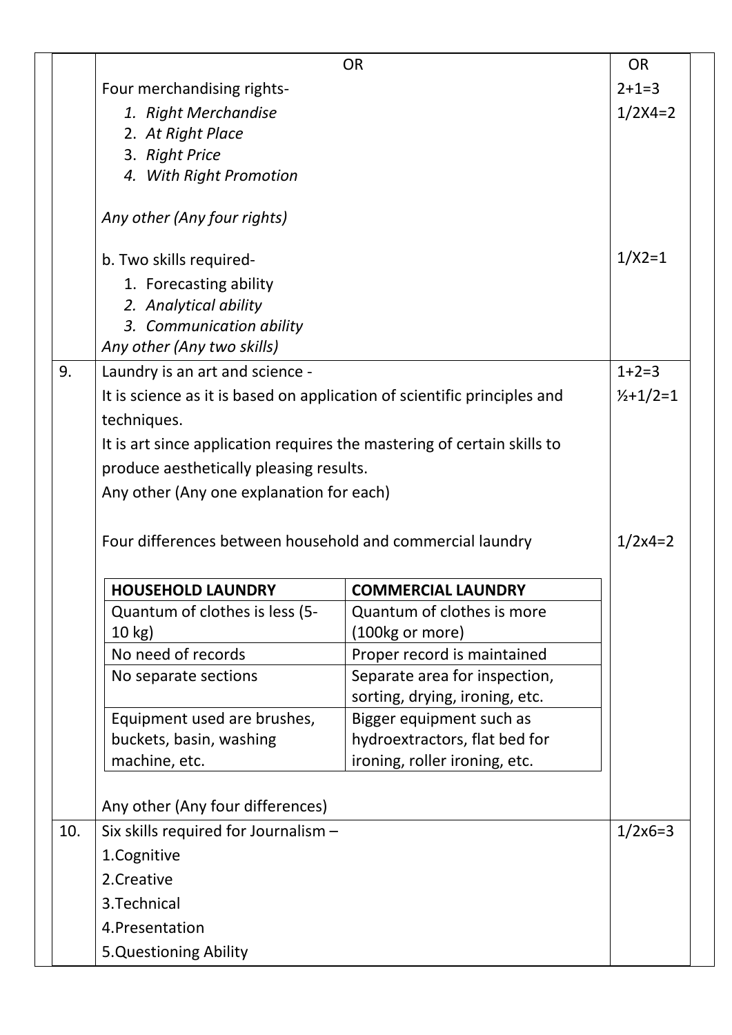| | | |
|---|---|---|
| | OR | OR |
| | Four merchandising rights-<br>1. *Right Merchandise*<br>2. *At Right Place*<br>3. *Right Price*<br>4. *With Right Promotion*<br><br>*Any other (Any four rights)*<br><br>b. Two skills required-<br>1. Forecasting ability<br>2. *Analytical ability*<br>3. *Communication ability*<br>*Any other (Any two skills)* | 2+1=3<br>1/2X4=2<br><br><br><br><br><br><br>1/X2=1 |
| 9. | Laundry is an art and science -<br>It is science as it is based on application of scientific principles and techniques.<br>It is art since application requires the mastering of certain skills to produce aesthetically pleasing results.<br>Any other (Any one explanation for each)<br><br>Four differences between household and commercial laundry<br><br>**HOUSEHOLD LAUNDRY** / **COMMERCIAL LAUNDRY**<br>• Quantum of clothes is less (5-10 kg) / Quantum of clothes is more (100kg or more)<br>• No need of records / Proper record is maintained<br>• No separate sections / Separate area for inspection, sorting, drying, ironing, etc.<br>• Equipment used are brushes, buckets, basin, washing machine, etc. / Bigger equipment such as hydroextractors, flat bed for ironing, roller ironing, etc.<br><br>Any other (Any four differences) | 1+2=3<br>½+1/2=1<br><br><br><br><br>1/2x4=2 |
| 10. | Six skills required for Journalism –<br>1.Cognitive<br>2.Creative<br>3.Technical<br>4.Presentation<br>5.Questioning Ability | 1/2x6=3 |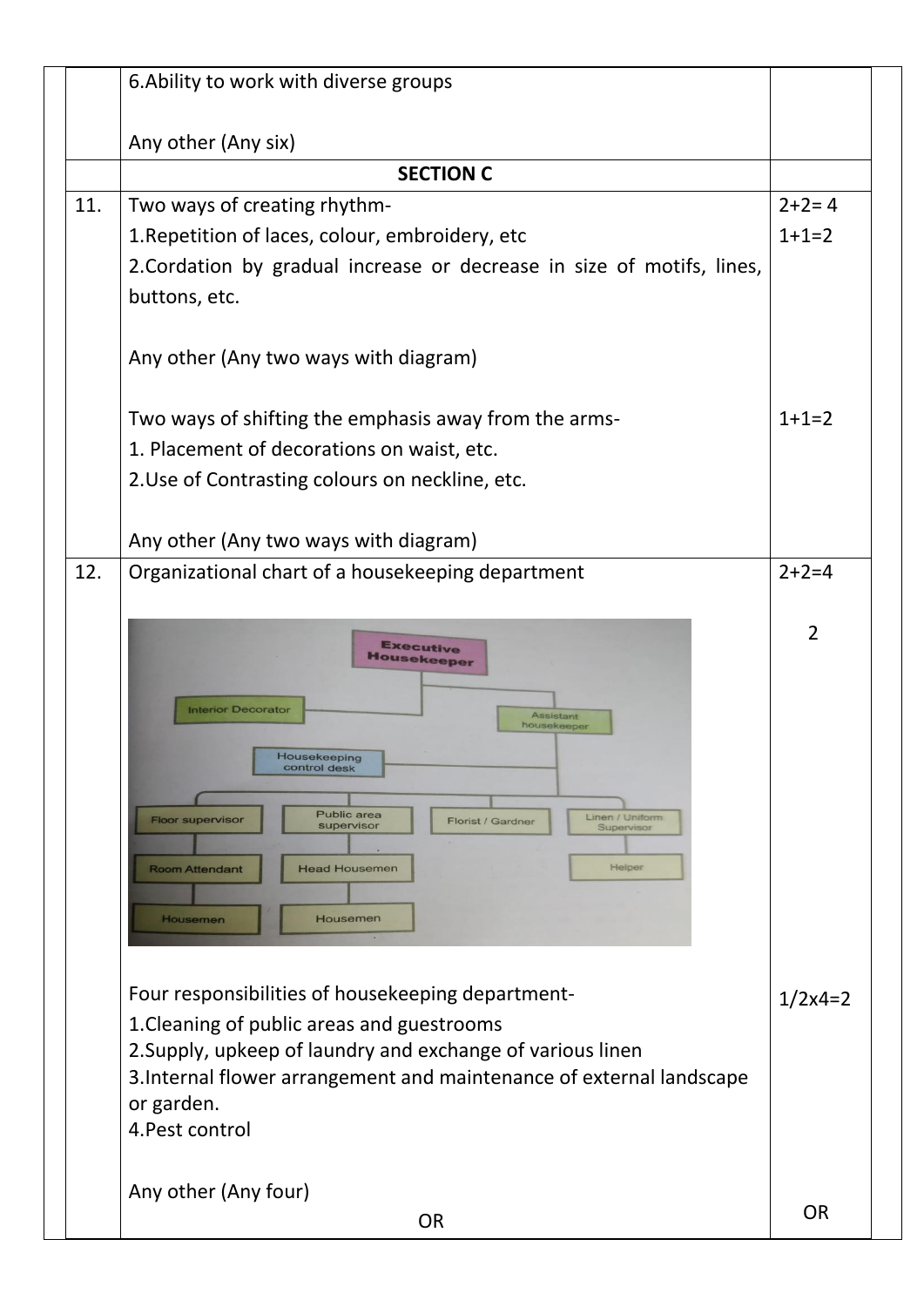| | | |
|---|---|---|
| | 6.Ability to work with diverse groups<br><br>Any other (Any six) | |
| | **SECTION C** | |
| 11. | Two ways of creating rhythm-<br>1.Repetition of laces, colour, embroidery, etc<br>2.Cordation by gradual increase or decrease in size of motifs, lines, buttons, etc.<br><br>Any other (Any two ways with diagram)<br><br>Two ways of shifting the emphasis away from the arms-<br>1. Placement of decorations on waist, etc.<br>2.Use of Contrasting colours on neckline, etc.<br><br>Any other (Any two ways with diagram) | 2+2= 4<br>1+1=2<br><br><br><br><br><br>1+1=2 |
| 12. | Organizational chart of a housekeeping department<br><br>Executive Housekeeper<br>Interior Decorator; Assistant housekeeper<br>Housekeeping control desk<br>Floor supervisor → Room Attendant → Housemen<br>Public area supervisor → Head Housemen → Housemen<br>Florist / Gardner<br>Linen / Uniform Supervisor → Helper<br><br>Four responsibilities of housekeeping department-<br>1.Cleaning of public areas and guestrooms<br>2.Supply, upkeep of laundry and exchange of various linen<br>3.Internal flower arrangement and maintenance of external landscape or garden.<br>4.Pest control<br><br>Any other (Any four)<br>OR | 2+2=4<br><br>2<br><br><br><br><br><br><br><br>1/2x4=2<br><br><br><br><br><br><br>OR |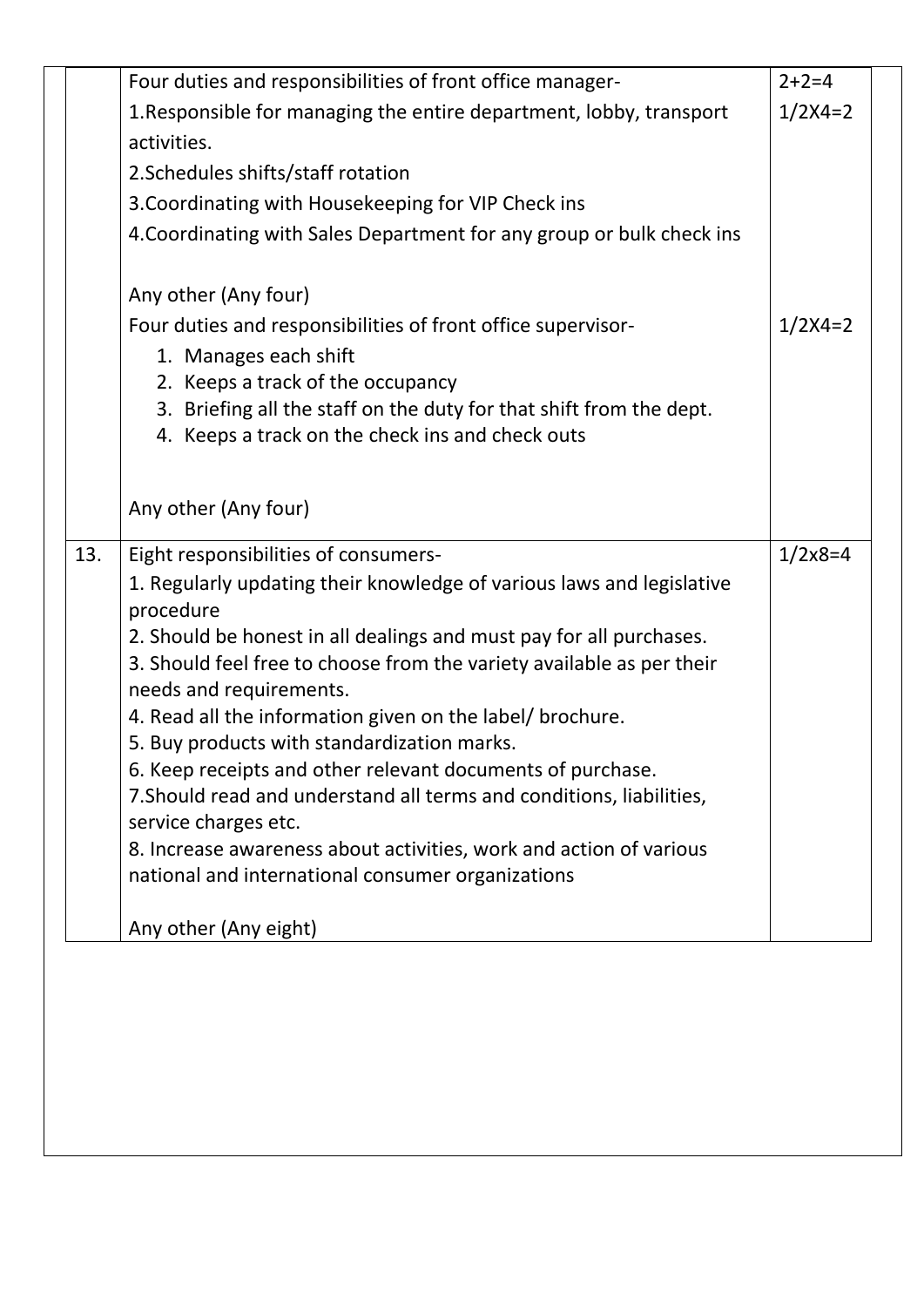| | | |
|---|---|---|
| | Four duties and responsibilities of front office manager-<br>1.Responsible for managing the entire department, lobby, transport activities.<br>2.Schedules shifts/staff rotation<br>3.Coordinating with Housekeeping for VIP Check ins<br>4.Coordinating with Sales Department for any group or bulk check ins<br><br>Any other (Any four) | 2+2=4<br>1/2X4=2 |
| | Four duties and responsibilities of front office supervisor-<br>1. Manages each shift<br>2. Keeps a track of the occupancy<br>3. Briefing all the staff on the duty for that shift from the dept.<br>4. Keeps a track on the check ins and check outs<br><br>Any other (Any four) | 1/2X4=2 |
| 13. | Eight responsibilities of consumers-<br>1. Regularly updating their knowledge of various laws and legislative procedure<br>2. Should be honest in all dealings and must pay for all purchases.<br>3. Should feel free to choose from the variety available as per their needs and requirements.<br>4. Read all the information given on the label/ brochure.<br>5. Buy products with standardization marks.<br>6. Keep receipts and other relevant documents of purchase.<br>7.Should read and understand all terms and conditions, liabilities, service charges etc.<br>8. Increase awareness about activities, work and action of various national and international consumer organizations<br><br>Any other (Any eight) | 1/2x8=4 |